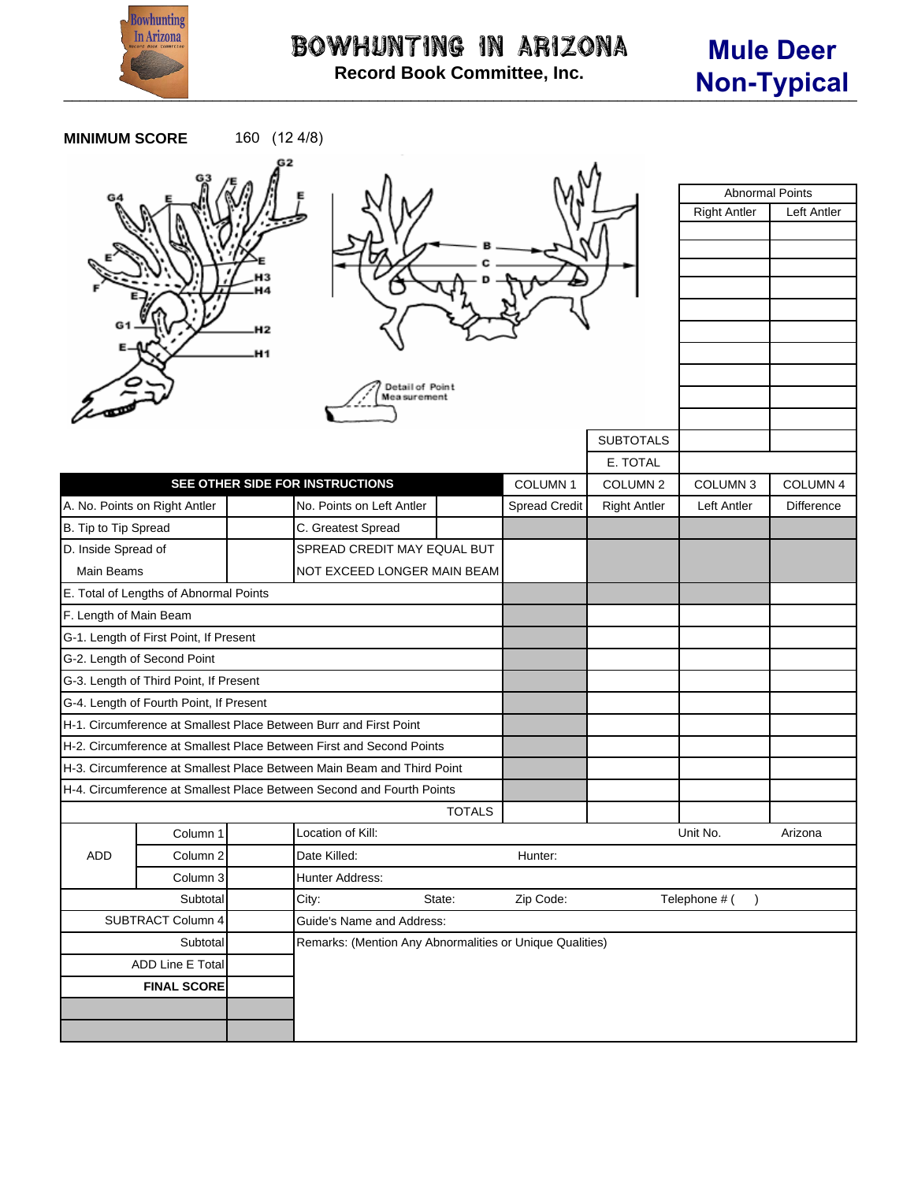# BOWHUNTING IN ARIZONA

**Record Book Committee, Inc.**

## Mule Deer Non-Typical

**MINIMUM SCORE** 160 (12 4/8)

G2 G3 G4 E E E E F E G1 E H3 H4 H2 H1 B C D

Detail of Point Measurement

| Abnormal Points | |
|---|---|
| Right Antler | Left Antler |
| | |
| | |
| | |
| | |
| | |
| | |
| | |
| | |
| | |
| SUBTOTALS | |
| E. TOTAL | |

| SEE OTHER SIDE FOR INSTRUCTIONS | | | | COLUMN 1 | COLUMN 2 | COLUMN 3 | COLUMN 4 |
|---|---|---|---|---|---|---|---|
| A. No. Points on Right Antler | | No. Points on Left Antler | | Spread Credit | Right Antler | Left Antler | Difference |
| B. Tip to Tip Spread | | C. Greatest Spread | | | | | |
| D. Inside Spread of Main Beams | | SPREAD CREDIT MAY EQUAL BUT NOT EXCEED LONGER MAIN BEAM | | | | | |
| E. Total of Lengths of Abnormal Points | | | | | | | |
| F. Length of Main Beam | | | | | | | |
| G-1. Length of First Point, If Present | | | | | | | |
| G-2. Length of Second Point | | | | | | | |
| G-3. Length of Third Point, If Present | | | | | | | |
| G-4. Length of Fourth Point, If Present | | | | | | | |
| H-1. Circumference at Smallest Place Between Burr and First Point | | | | | | | |
| H-2. Circumference at Smallest Place Between First and Second Points | | | | | | | |
| H-3. Circumference at Smallest Place Between Main Beam and Third Point | | | | | | | |
| H-4. Circumference at Smallest Place Between Second and Fourth Points | | | | | | | |
| | | | TOTALS | | | | |

| | | | | | |
|---|---|---|---|---|---|
| ADD | Column 1 | | Location of Kill: | Unit No. | Arizona |
| | Column 2 | | Date Killed: | Hunter: | |
| | Column 3 | | Hunter Address: | | |
| Subtotal | | | City: State: | Zip Code: | Telephone # ( ) |
| SUBTRACT Column 4 | | | Guide's Name and Address: | | |
| Subtotal | | | Remarks: (Mention Any Abnormalities or Unique Qualities) | | |
| ADD Line E Total | | | | | |
| **FINAL SCORE** | | | | | |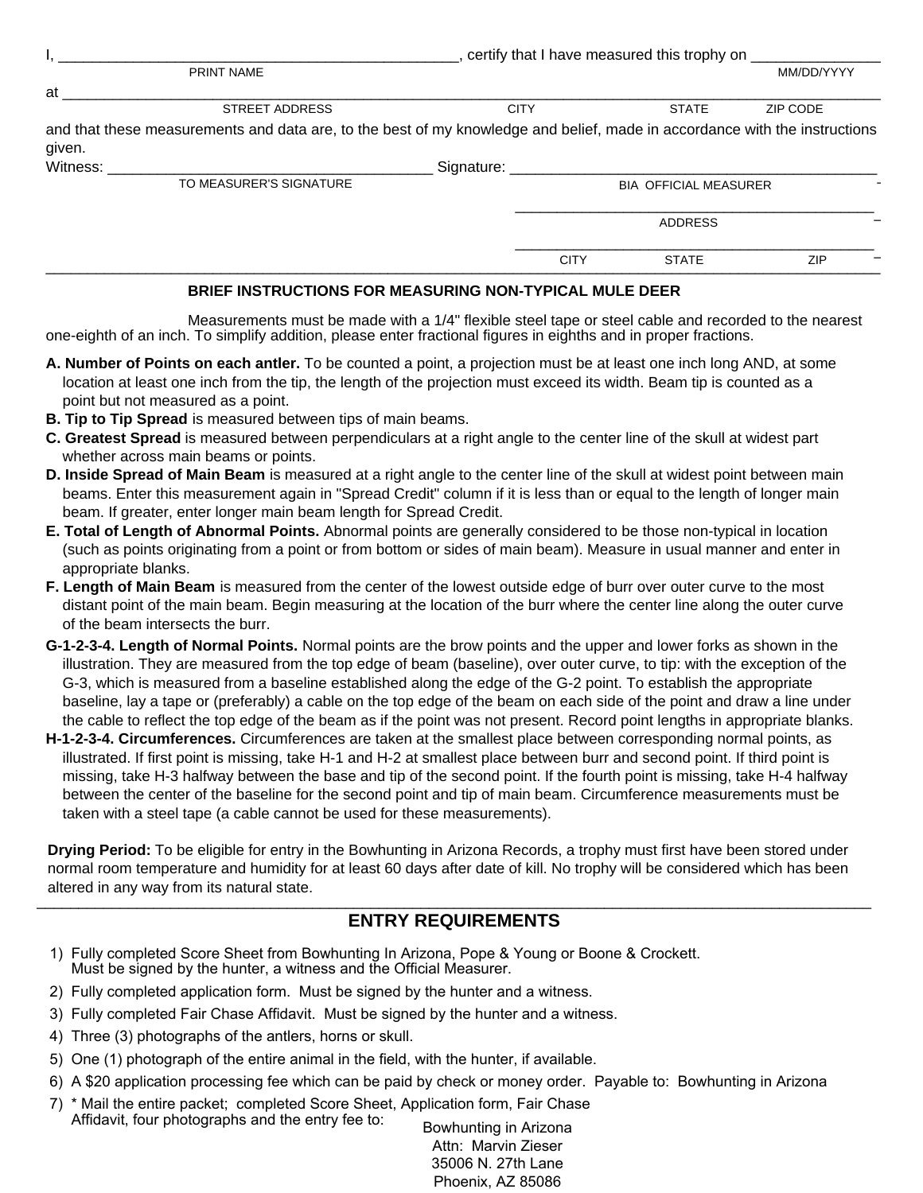I, ________________________________________________, certify that I have measured this trophy on _______________

PRINT NAME MM/DD/YYYY

at ______________________________________________________________________________________________

STREET ADDRESS CITY STATE ZIP CODE

and that these measurements and data are, to the best of my knowledge and belief, made in accordance with the instructions given.

Witness: _____________________________________ Signature: ___________________________________________

TO MEASURER'S SIGNATURE BIA OFFICIAL MEASURER

___________________________________________

ADDRESS

___________________________________________

CITY STATE ZIP

## BRIEF INSTRUCTIONS FOR MEASURING NON-TYPICAL MULE DEER

Measurements must be made with a 1/4" flexible steel tape or steel cable and recorded to the nearest one-eighth of an inch. To simplify addition, please enter fractional figures in eighths and in proper fractions.

**A. Number of Points on each antler.** To be counted a point, a projection must be at least one inch long AND, at some location at least one inch from the tip, the length of the projection must exceed its width. Beam tip is counted as a point but not measured as a point.

**B. Tip to Tip Spread** is measured between tips of main beams.

**C. Greatest Spread** is measured between perpendiculars at a right angle to the center line of the skull at widest part whether across main beams or points.

**D. Inside Spread of Main Beam** is measured at a right angle to the center line of the skull at widest point between main beams. Enter this measurement again in "Spread Credit" column if it is less than or equal to the length of longer main beam. If greater, enter longer main beam length for Spread Credit.

**E. Total of Length of Abnormal Points.** Abnormal points are generally considered to be those non-typical in location (such as points originating from a point or from bottom or sides of main beam). Measure in usual manner and enter in appropriate blanks.

**F. Length of Main Beam** is measured from the center of the lowest outside edge of burr over outer curve to the most distant point of the main beam. Begin measuring at the location of the burr where the center line along the outer curve of the beam intersects the burr.

**G-1-2-3-4. Length of Normal Points.** Normal points are the brow points and the upper and lower forks as shown in the illustration. They are measured from the top edge of beam (baseline), over outer curve, to tip: with the exception of the G-3, which is measured from a baseline established along the edge of the G-2 point. To establish the appropriate baseline, lay a tape or (preferably) a cable on the top edge of the beam on each side of the point and draw a line under the cable to reflect the top edge of the beam as if the point was not present. Record point lengths in appropriate blanks.

**H-1-2-3-4. Circumferences.** Circumferences are taken at the smallest place between corresponding normal points, as illustrated. If first point is missing, take H-1 and H-2 at smallest place between burr and second point. If third point is missing, take H-3 halfway between the base and tip of the second point. If the fourth point is missing, take H-4 halfway between the center of the baseline for the second point and tip of main beam. Circumference measurements must be taken with a steel tape (a cable cannot be used for these measurements).

**Drying Period:** To be eligible for entry in the Bowhunting in Arizona Records, a trophy must first have been stored under normal room temperature and humidity for at least 60 days after date of kill. No trophy will be considered which has been altered in any way from its natural state.

## ENTRY REQUIREMENTS

1) Fully completed Score Sheet from Bowhunting In Arizona, Pope & Young or Boone & Crockett. Must be signed by the hunter, a witness and the Official Measurer.
2) Fully completed application form. Must be signed by the hunter and a witness.
3) Fully completed Fair Chase Affidavit. Must be signed by the hunter and a witness.
4) Three (3) photographs of the antlers, horns or skull.
5) One (1) photograph of the entire animal in the field, with the hunter, if available.
6) A $20 application processing fee which can be paid by check or money order. Payable to: Bowhunting in Arizona
7) * Mail the entire packet; completed Score Sheet, Application form, Fair Chase Affidavit, four photographs and the entry fee to:

Bowhunting in Arizona
Attn: Marvin Zieser
35006 N. 27th Lane
Phoenix, AZ 85086